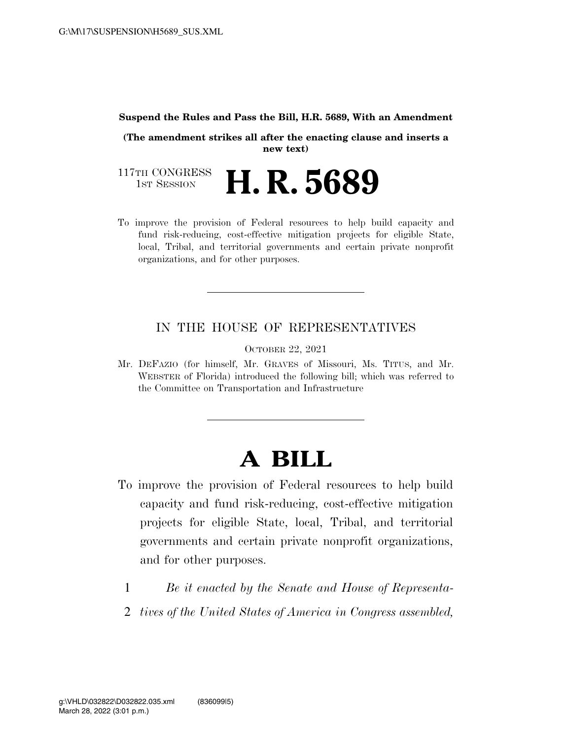**Suspend the Rules and Pass the Bill, H.R. 5689, With an Amendment**

**(The amendment strikes all after the enacting clause and inserts a new text)**

117TH CONGRESS
1ST SESSION

# H. R. 5689

To improve the provision of Federal resources to help build capacity and fund risk-reducing, cost-effective mitigation projects for eligible State, local, Tribal, and territorial governments and certain private nonprofit organizations, and for other purposes.

---

IN THE HOUSE OF REPRESENTATIVES

OCTOBER 22, 2021

Mr. DEFAZIO (for himself, Mr. GRAVES of Missouri, Ms. TITUS, and Mr. WEBSTER of Florida) introduced the following bill; which was referred to the Committee on Transportation and Infrastructure

---

# A BILL

To improve the provision of Federal resources to help build capacity and fund risk-reducing, cost-effective mitigation projects for eligible State, local, Tribal, and territorial governments and certain private nonprofit organizations, and for other purposes.

1 *Be it enacted by the Senate and House of Representa-*
2 *tives of the United States of America in Congress assembled,*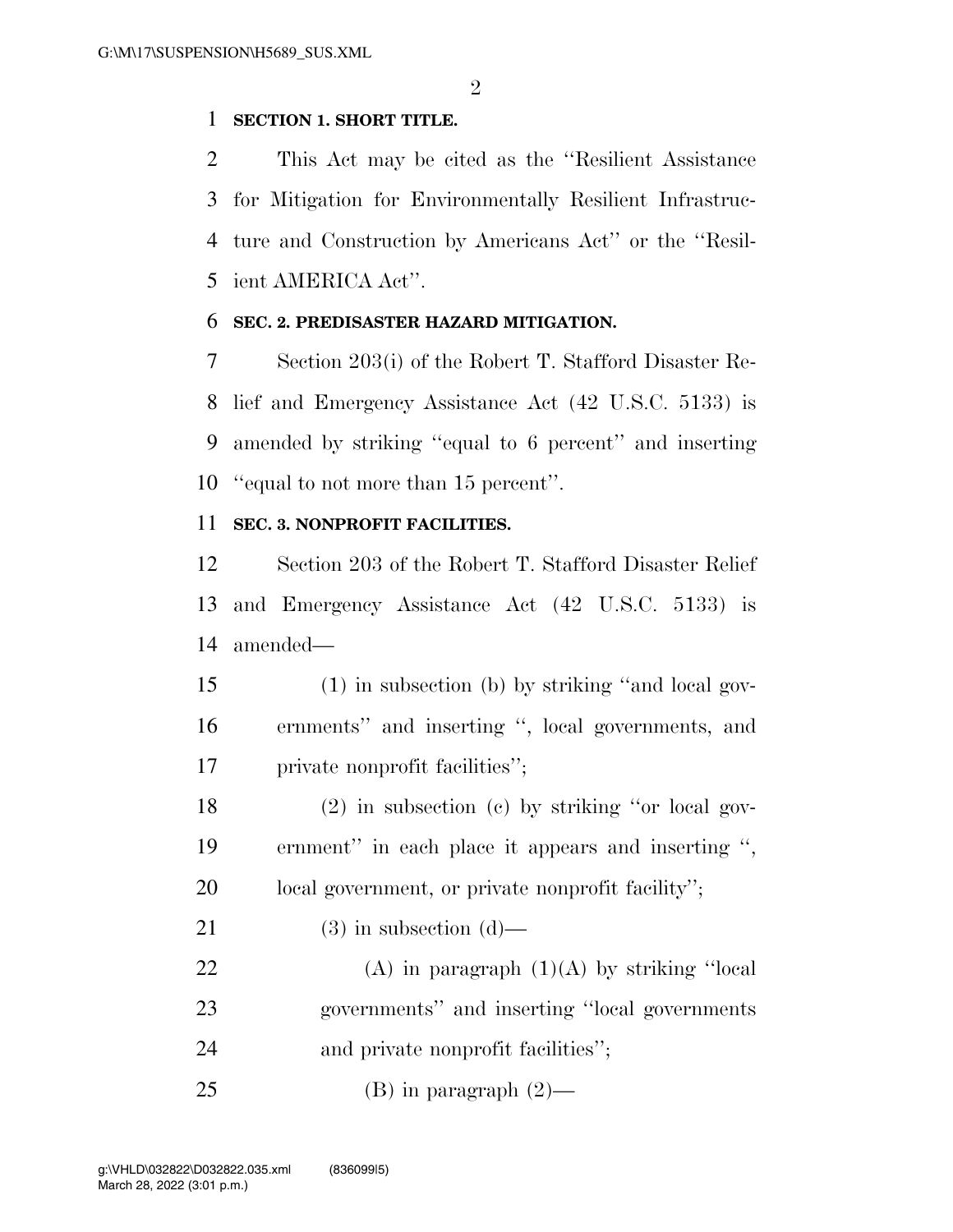**SECTION 1. SHORT TITLE.**

This Act may be cited as the ''Resilient Assistance for Mitigation for Environmentally Resilient Infrastructure and Construction by Americans Act'' or the ''Resilient AMERICA Act''.

**SEC. 2. PREDISASTER HAZARD MITIGATION.**

Section 203(i) of the Robert T. Stafford Disaster Relief and Emergency Assistance Act (42 U.S.C. 5133) is amended by striking ''equal to 6 percent'' and inserting ''equal to not more than 15 percent''.

**SEC. 3. NONPROFIT FACILITIES.**

Section 203 of the Robert T. Stafford Disaster Relief and Emergency Assistance Act (42 U.S.C. 5133) is amended—

(1) in subsection (b) by striking ''and local governments'' and inserting '', local governments, and private nonprofit facilities'';

(2) in subsection (c) by striking ''or local government'' in each place it appears and inserting '', local government, or private nonprofit facility'';

(3) in subsection (d)—

(A) in paragraph (1)(A) by striking ''local governments'' and inserting ''local governments and private nonprofit facilities'';

(B) in paragraph (2)—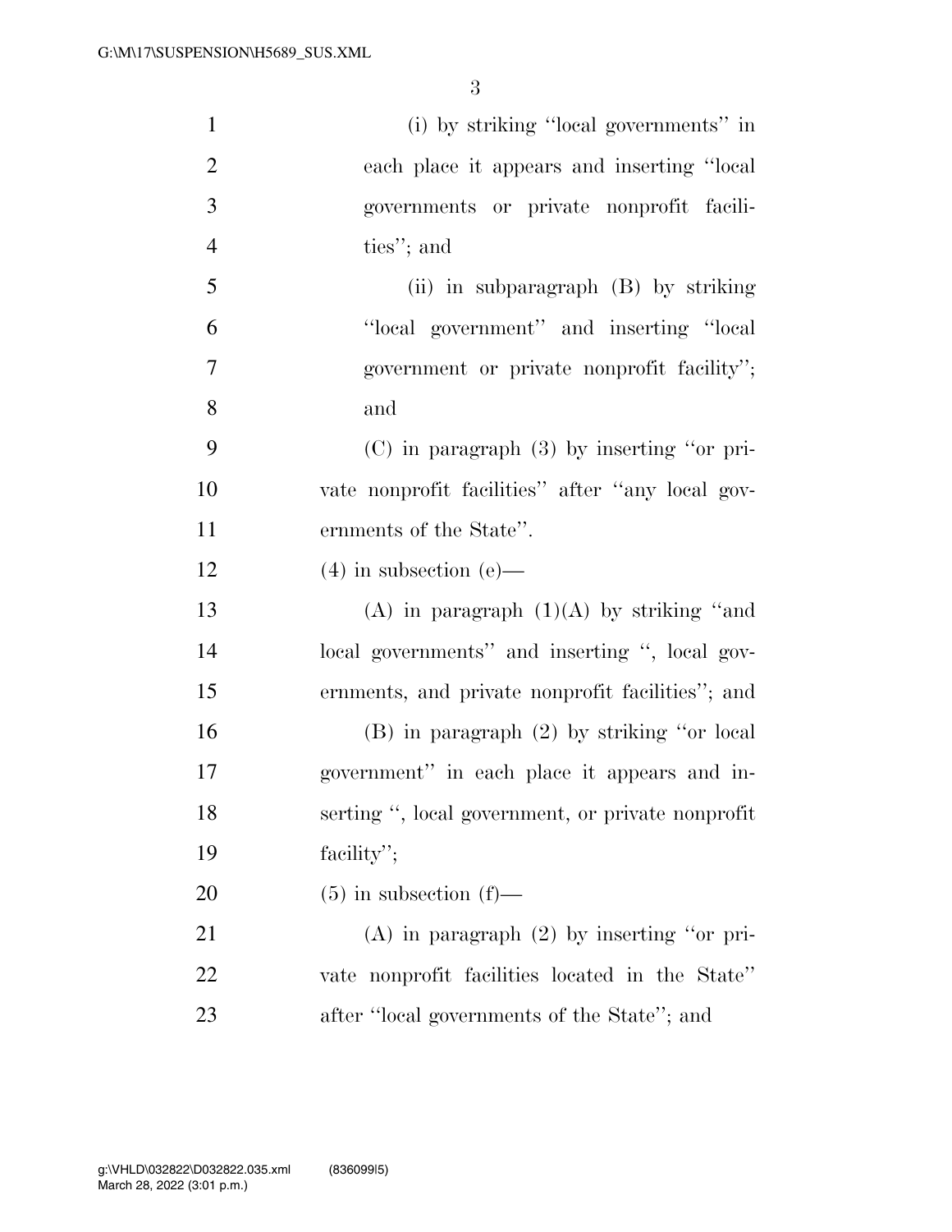(i) by striking ''local governments'' in each place it appears and inserting ''local governments or private nonprofit facilities''; and

(ii) in subparagraph (B) by striking ''local government'' and inserting ''local government or private nonprofit facility''; and

(C) in paragraph (3) by inserting ''or private nonprofit facilities'' after ''any local governments of the State''.

(4) in subsection (e)—

(A) in paragraph (1)(A) by striking ''and local governments'' and inserting '', local governments, and private nonprofit facilities''; and

(B) in paragraph (2) by striking ''or local government'' in each place it appears and inserting '', local government, or private nonprofit facility'';

(5) in subsection (f)—

(A) in paragraph (2) by inserting ''or private nonprofit facilities located in the State'' after ''local governments of the State''; and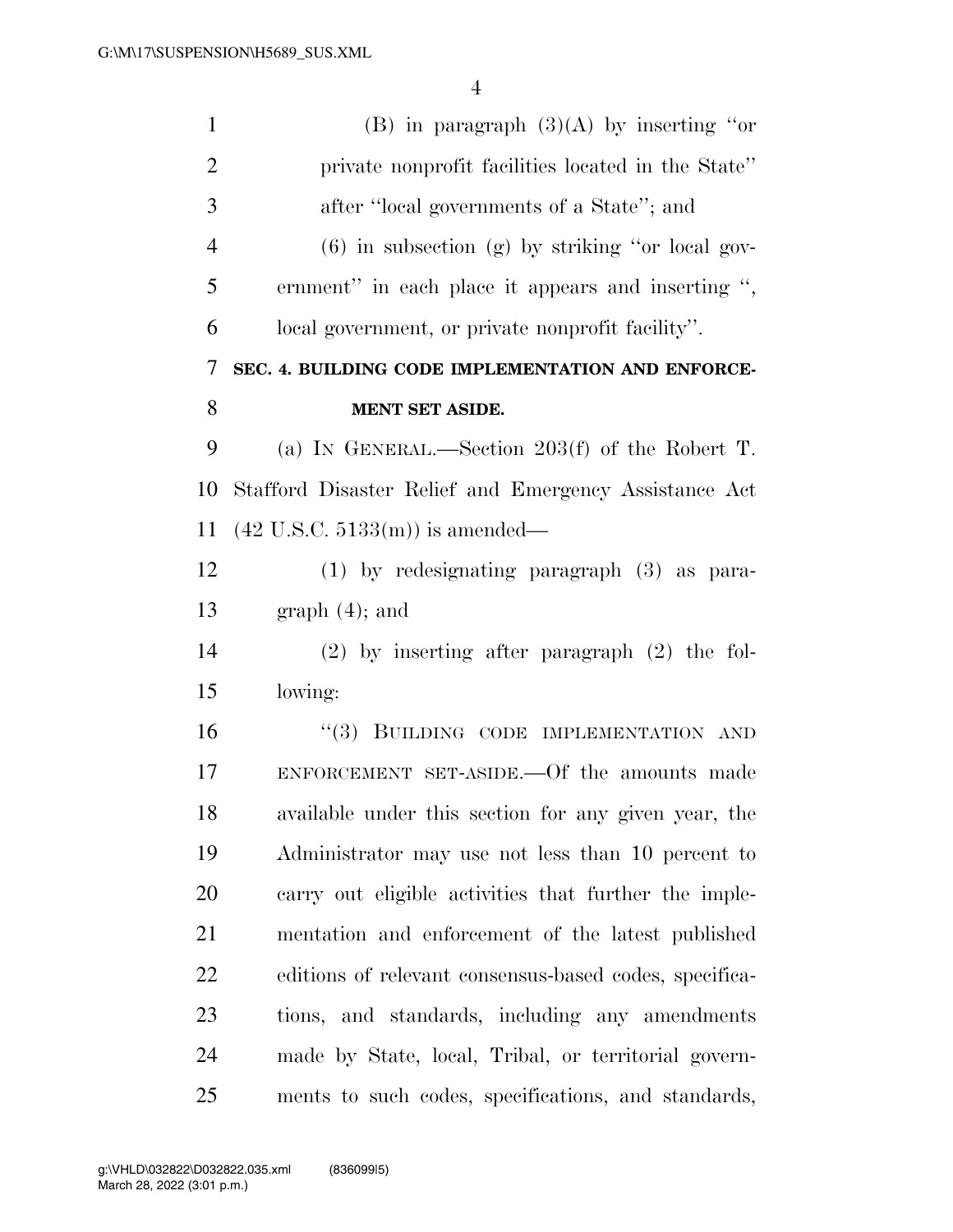(B) in paragraph (3)(A) by inserting "or private nonprofit facilities located in the State" after "local governments of a State"; and

(6) in subsection (g) by striking "or local government" in each place it appears and inserting ", local government, or private nonprofit facility".

**SEC. 4. BUILDING CODE IMPLEMENTATION AND ENFORCEMENT SET ASIDE.**

(a) IN GENERAL.—Section 203(f) of the Robert T. Stafford Disaster Relief and Emergency Assistance Act (42 U.S.C. 5133(m)) is amended—

(1) by redesignating paragraph (3) as paragraph (4); and

(2) by inserting after paragraph (2) the following:

"(3) BUILDING CODE IMPLEMENTATION AND ENFORCEMENT SET-ASIDE.—Of the amounts made available under this section for any given year, the Administrator may use not less than 10 percent to carry out eligible activities that further the implementation and enforcement of the latest published editions of relevant consensus-based codes, specifications, and standards, including any amendments made by State, local, Tribal, or territorial governments to such codes, specifications, and standards,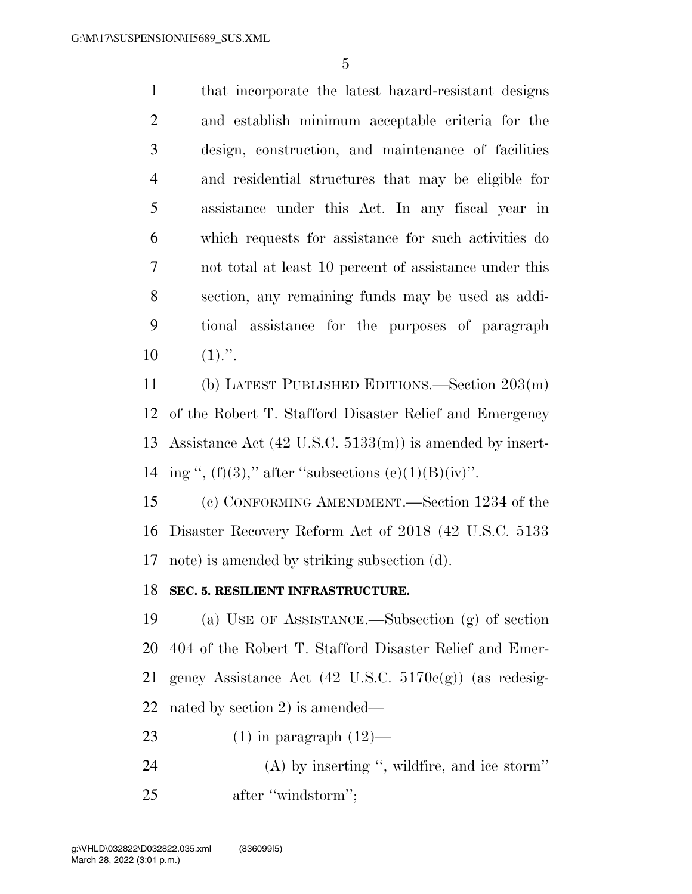that incorporate the latest hazard-resistant designs and establish minimum acceptable criteria for the design, construction, and maintenance of facilities and residential structures that may be eligible for assistance under this Act. In any fiscal year in which requests for assistance for such activities do not total at least 10 percent of assistance under this section, any remaining funds may be used as additional assistance for the purposes of paragraph (1).''.

(b) LATEST PUBLISHED EDITIONS.—Section 203(m) of the Robert T. Stafford Disaster Relief and Emergency Assistance Act (42 U.S.C. 5133(m)) is amended by inserting '', (f)(3),'' after ''subsections (e)(1)(B)(iv)''.

(c) CONFORMING AMENDMENT.—Section 1234 of the Disaster Recovery Reform Act of 2018 (42 U.S.C. 5133 note) is amended by striking subsection (d).

**SEC. 5. RESILIENT INFRASTRUCTURE.**

(a) USE OF ASSISTANCE.—Subsection (g) of section 404 of the Robert T. Stafford Disaster Relief and Emergency Assistance Act (42 U.S.C. 5170c(g)) (as redesignated by section 2) is amended—

(1) in paragraph (12)—

(A) by inserting '', wildfire, and ice storm'' after ''windstorm'';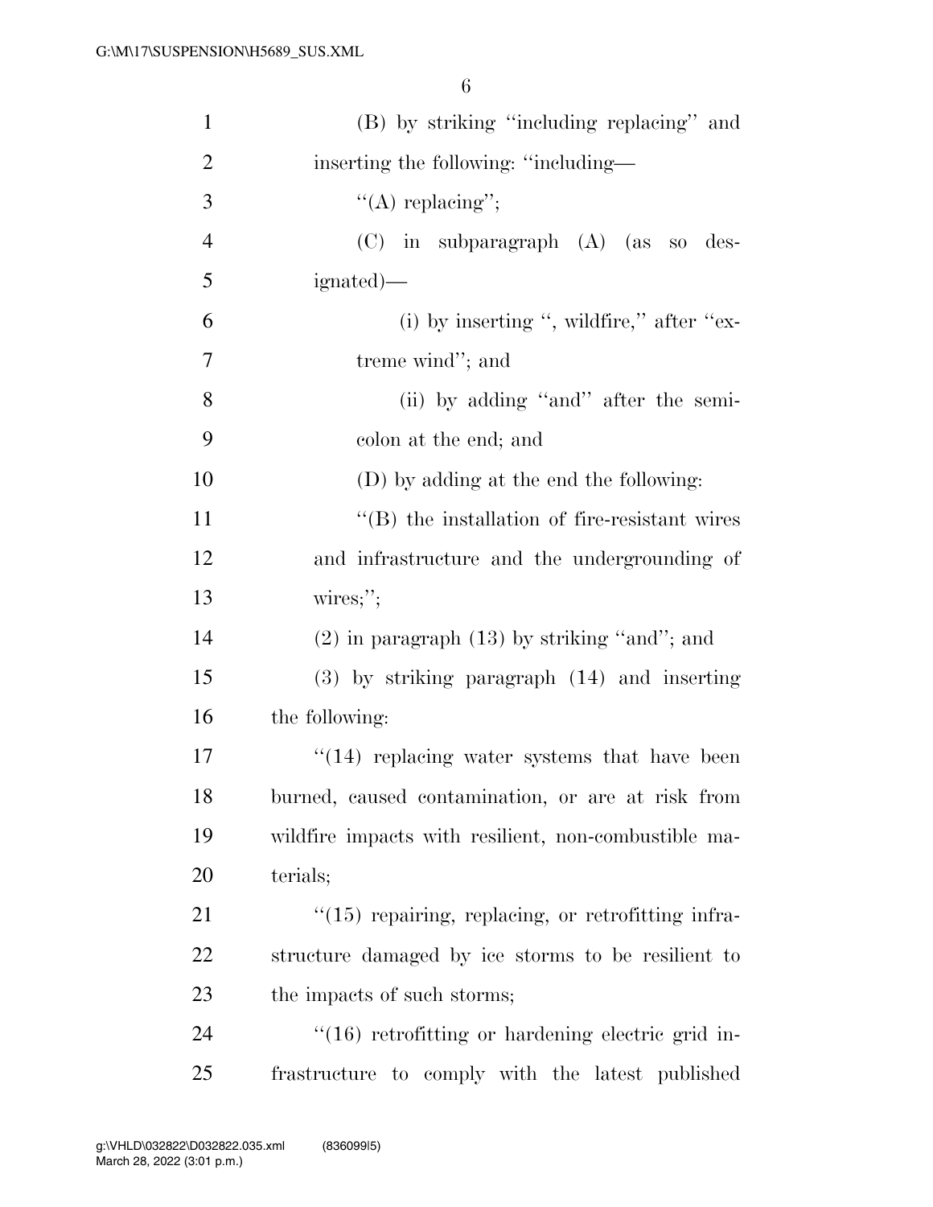(B) by striking "including replacing" and inserting the following: "including—

"(A) replacing";

(C) in subparagraph (A) (as so designated)—

(i) by inserting ", wildfire," after "extreme wind"; and

(ii) by adding "and" after the semicolon at the end; and

(D) by adding at the end the following:

"(B) the installation of fire-resistant wires and infrastructure and the undergrounding of wires;";

(2) in paragraph (13) by striking "and"; and

(3) by striking paragraph (14) and inserting the following:

"(14) replacing water systems that have been burned, caused contamination, or are at risk from wildfire impacts with resilient, non-combustible materials;

"(15) repairing, replacing, or retrofitting infrastructure damaged by ice storms to be resilient to the impacts of such storms;

"(16) retrofitting or hardening electric grid infrastructure to comply with the latest published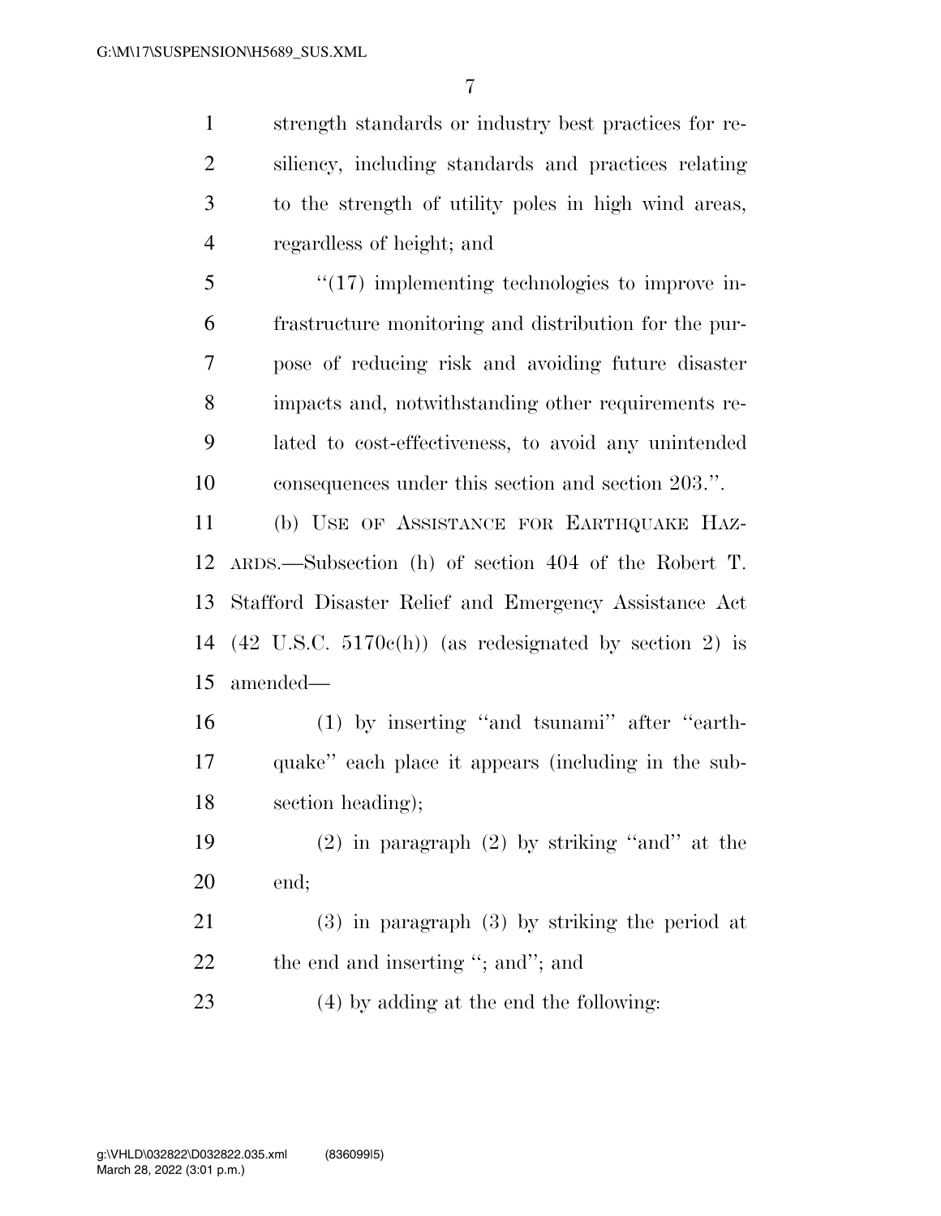strength standards or industry best practices for resiliency, including standards and practices relating to the strength of utility poles in high wind areas, regardless of height; and

"(17) implementing technologies to improve infrastructure monitoring and distribution for the purpose of reducing risk and avoiding future disaster impacts and, notwithstanding other requirements related to cost-effectiveness, to avoid any unintended consequences under this section and section 203.".

(b) USE OF ASSISTANCE FOR EARTHQUAKE HAZARDS.—Subsection (h) of section 404 of the Robert T. Stafford Disaster Relief and Emergency Assistance Act (42 U.S.C. 5170c(h)) (as redesignated by section 2) is amended—

(1) by inserting "and tsunami" after "earthquake" each place it appears (including in the subsection heading);

(2) in paragraph (2) by striking "and" at the end;

(3) in paragraph (3) by striking the period at the end and inserting "; and"; and

(4) by adding at the end the following: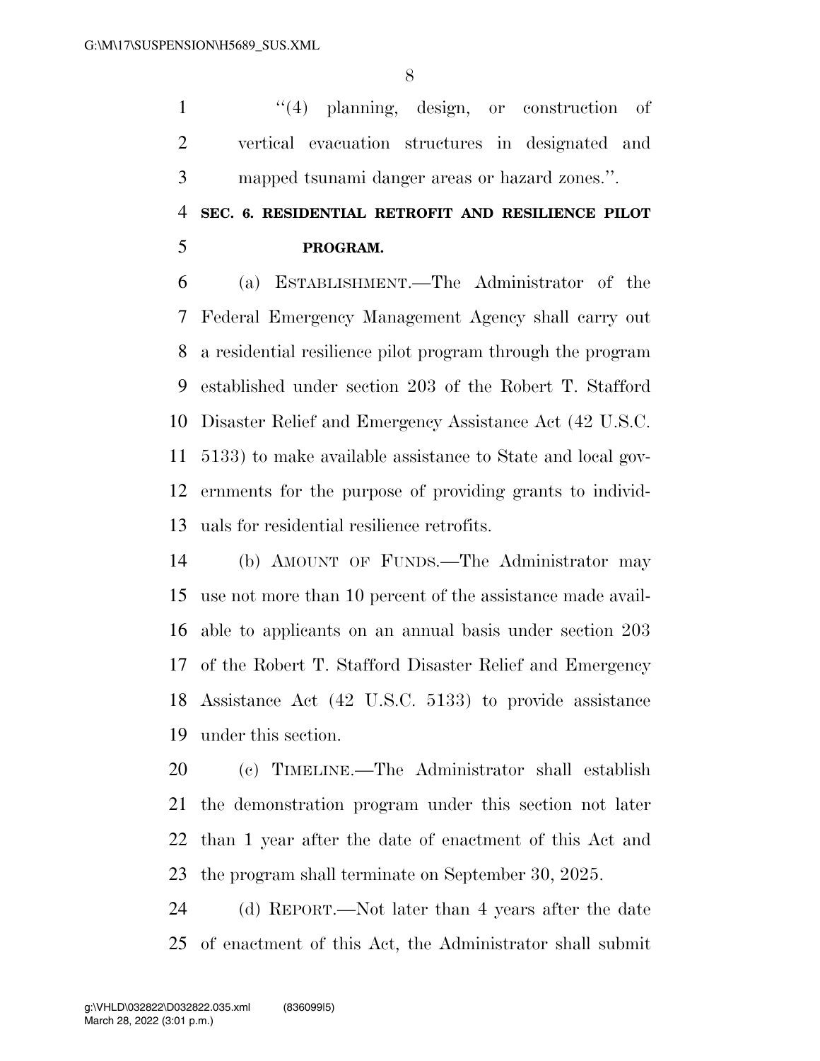"(4) planning, design, or construction of vertical evacuation structures in designated and mapped tsunami danger areas or hazard zones.".

**SEC. 6. RESIDENTIAL RETROFIT AND RESILIENCE PILOT PROGRAM.**

(a) ESTABLISHMENT.—The Administrator of the Federal Emergency Management Agency shall carry out a residential resilience pilot program through the program established under section 203 of the Robert T. Stafford Disaster Relief and Emergency Assistance Act (42 U.S.C. 5133) to make available assistance to State and local governments for the purpose of providing grants to individuals for residential resilience retrofits.

(b) AMOUNT OF FUNDS.—The Administrator may use not more than 10 percent of the assistance made available to applicants on an annual basis under section 203 of the Robert T. Stafford Disaster Relief and Emergency Assistance Act (42 U.S.C. 5133) to provide assistance under this section.

(c) TIMELINE.—The Administrator shall establish the demonstration program under this section not later than 1 year after the date of enactment of this Act and the program shall terminate on September 30, 2025.

(d) REPORT.—Not later than 4 years after the date of enactment of this Act, the Administrator shall submit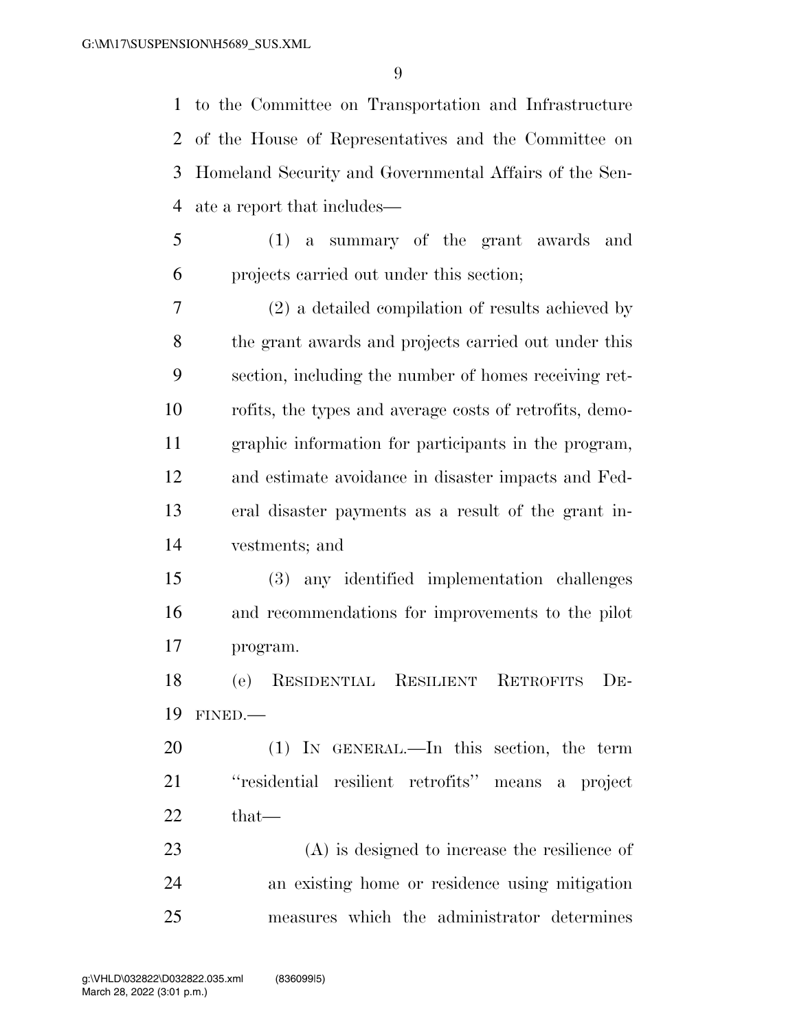to the Committee on Transportation and Infrastructure of the House of Representatives and the Committee on Homeland Security and Governmental Affairs of the Senate a report that includes—

(1) a summary of the grant awards and projects carried out under this section;

(2) a detailed compilation of results achieved by the grant awards and projects carried out under this section, including the number of homes receiving retrofits, the types and average costs of retrofits, demographic information for participants in the program, and estimate avoidance in disaster impacts and Federal disaster payments as a result of the grant investments; and

(3) any identified implementation challenges and recommendations for improvements to the pilot program.

(e) RESIDENTIAL RESILIENT RETROFITS DEFINED.—

(1) IN GENERAL.—In this section, the term ''residential resilient retrofits'' means a project that—

(A) is designed to increase the resilience of an existing home or residence using mitigation measures which the administrator determines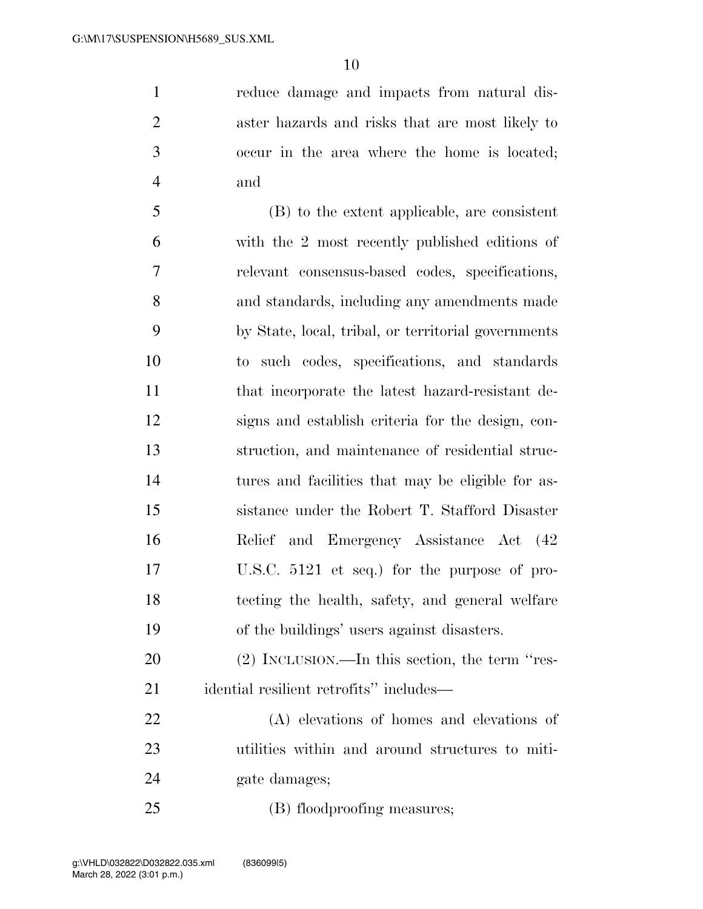reduce damage and impacts from natural disaster hazards and risks that are most likely to occur in the area where the home is located; and

(B) to the extent applicable, are consistent with the 2 most recently published editions of relevant consensus-based codes, specifications, and standards, including any amendments made by State, local, tribal, or territorial governments to such codes, specifications, and standards that incorporate the latest hazard-resistant designs and establish criteria for the design, construction, and maintenance of residential structures and facilities that may be eligible for assistance under the Robert T. Stafford Disaster Relief and Emergency Assistance Act (42 U.S.C. 5121 et seq.) for the purpose of protecting the health, safety, and general welfare of the buildings' users against disasters.

(2) INCLUSION.—In this section, the term ''residential resilient retrofits'' includes—

(A) elevations of homes and elevations of utilities within and around structures to mitigate damages;

(B) floodproofing measures;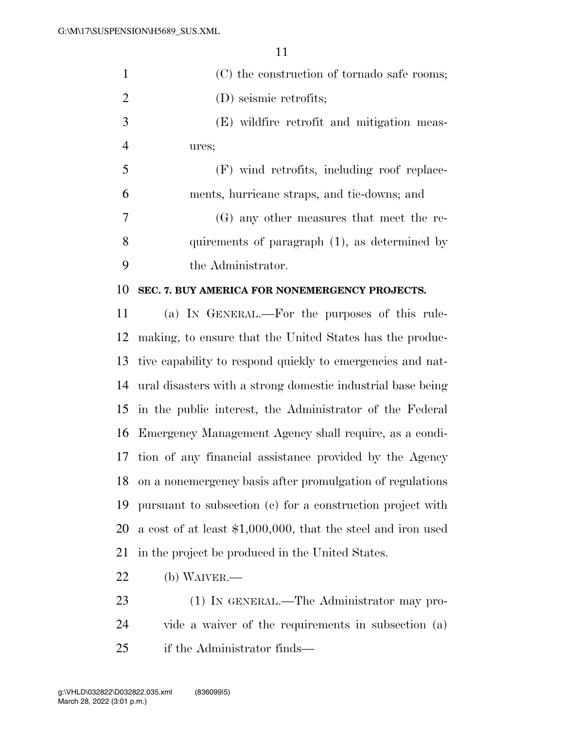(C) the construction of tornado safe rooms;

(D) seismic retrofits;

(E) wildfire retrofit and mitigation measures;

(F) wind retrofits, including roof replacements, hurricane straps, and tie-downs; and

(G) any other measures that meet the requirements of paragraph (1), as determined by the Administrator.

**SEC. 7. BUY AMERICA FOR NONEMERGENCY PROJECTS.**

(a) IN GENERAL.—For the purposes of this rulemaking, to ensure that the United States has the productive capability to respond quickly to emergencies and natural disasters with a strong domestic industrial base being in the public interest, the Administrator of the Federal Emergency Management Agency shall require, as a condition of any financial assistance provided by the Agency on a nonemergency basis after promulgation of regulations pursuant to subsection (c) for a construction project with a cost of at least $1,000,000, that the steel and iron used in the project be produced in the United States.

(b) WAIVER.—

(1) IN GENERAL.—The Administrator may provide a waiver of the requirements in subsection (a) if the Administrator finds—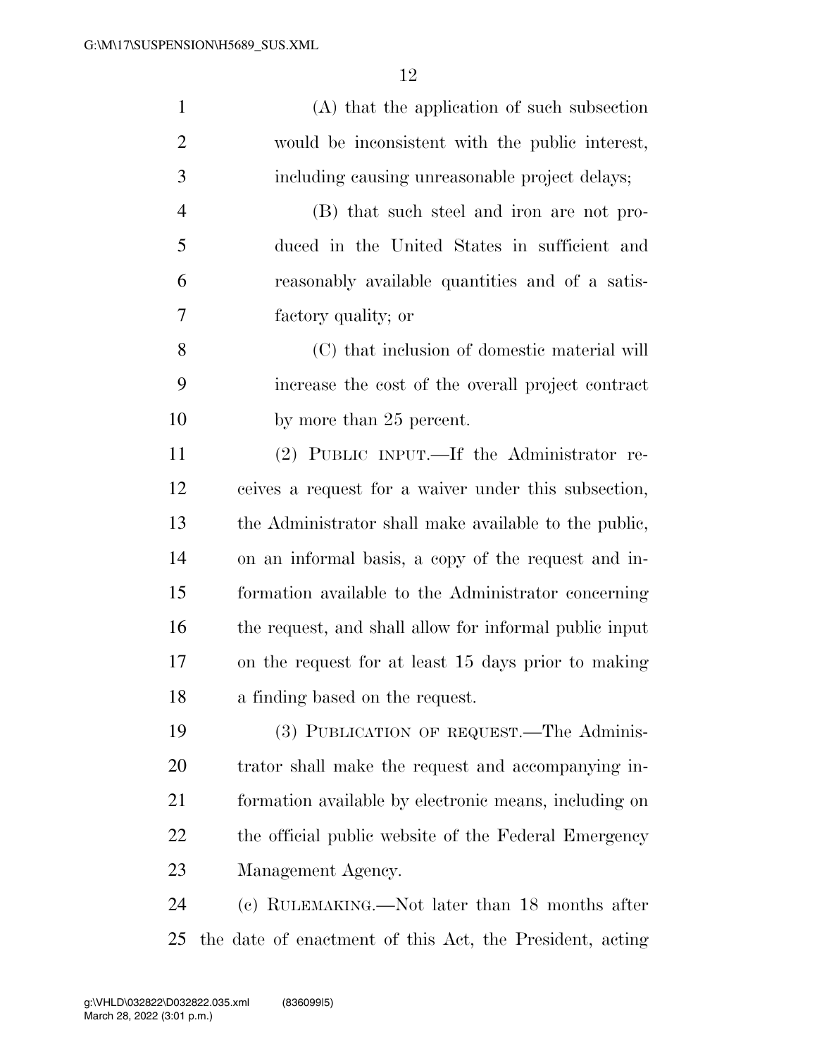(A) that the application of such subsection would be inconsistent with the public interest, including causing unreasonable project delays;

(B) that such steel and iron are not produced in the United States in sufficient and reasonably available quantities and of a satisfactory quality; or

(C) that inclusion of domestic material will increase the cost of the overall project contract by more than 25 percent.

(2) PUBLIC INPUT.—If the Administrator receives a request for a waiver under this subsection, the Administrator shall make available to the public, on an informal basis, a copy of the request and information available to the Administrator concerning the request, and shall allow for informal public input on the request for at least 15 days prior to making a finding based on the request.

(3) PUBLICATION OF REQUEST.—The Administrator shall make the request and accompanying information available by electronic means, including on the official public website of the Federal Emergency Management Agency.

(c) RULEMAKING.—Not later than 18 months after the date of enactment of this Act, the President, acting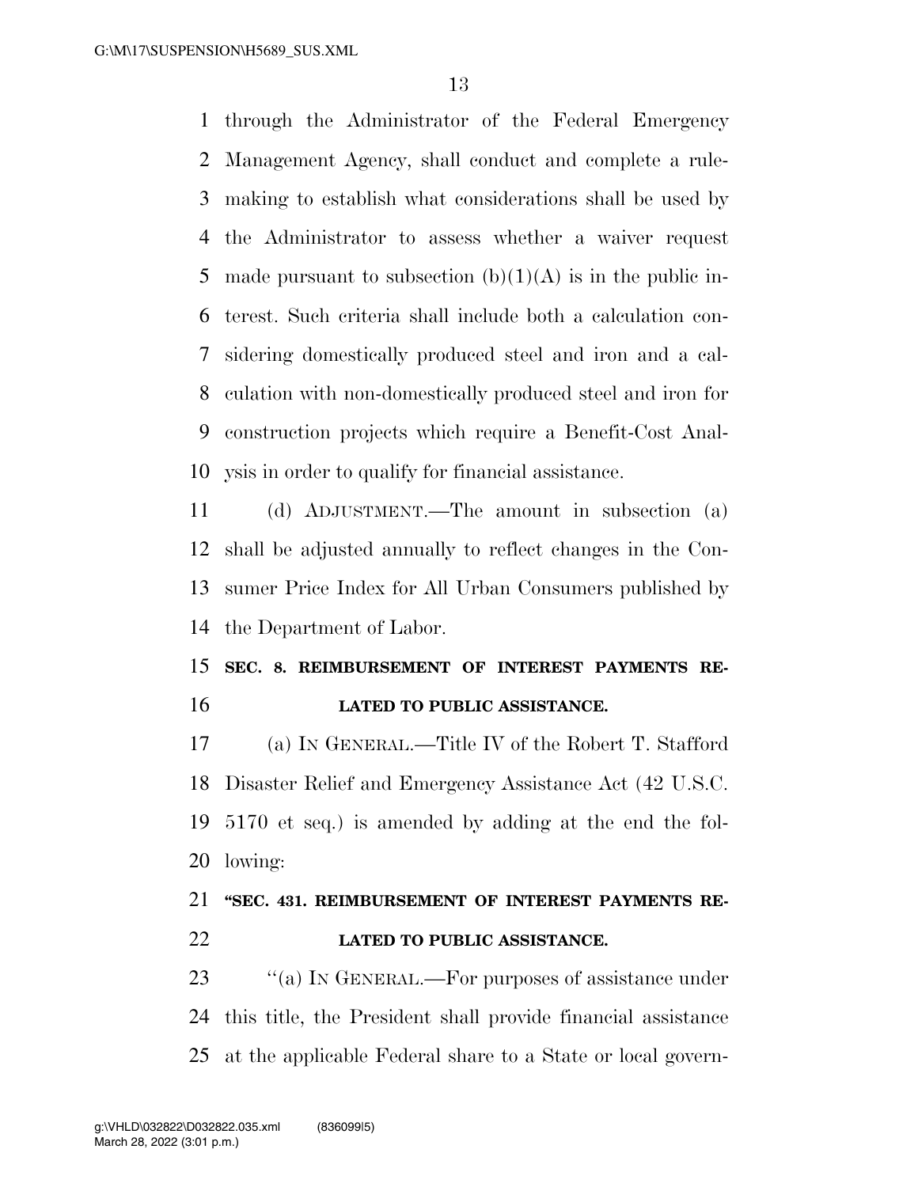through the Administrator of the Federal Emergency Management Agency, shall conduct and complete a rulemaking to establish what considerations shall be used by the Administrator to assess whether a waiver request made pursuant to subsection (b)(1)(A) is in the public interest. Such criteria shall include both a calculation considering domestically produced steel and iron and a calculation with non-domestically produced steel and iron for construction projects which require a Benefit-Cost Analysis in order to qualify for financial assistance.

(d) ADJUSTMENT.—The amount in subsection (a) shall be adjusted annually to reflect changes in the Consumer Price Index for All Urban Consumers published by the Department of Labor.

## SEC. 8. REIMBURSEMENT OF INTEREST PAYMENTS RELATED TO PUBLIC ASSISTANCE.

(a) IN GENERAL.—Title IV of the Robert T. Stafford Disaster Relief and Emergency Assistance Act (42 U.S.C. 5170 et seq.) is amended by adding at the end the following:

## "SEC. 431. REIMBURSEMENT OF INTEREST PAYMENTS RELATED TO PUBLIC ASSISTANCE.

"(a) IN GENERAL.—For purposes of assistance under this title, the President shall provide financial assistance at the applicable Federal share to a State or local govern-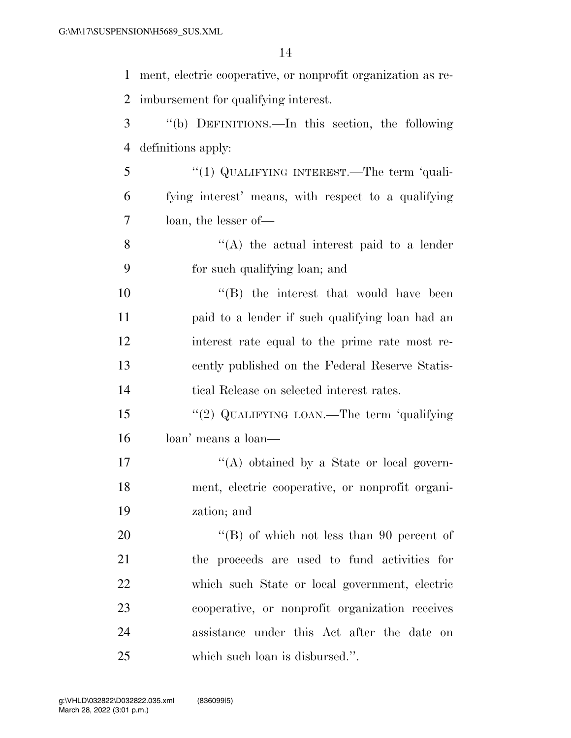ment, electric cooperative, or nonprofit organization as reimbursement for qualifying interest.

"(b) DEFINITIONS.—In this section, the following definitions apply:

"(1) QUALIFYING INTEREST.—The term 'qualifying interest' means, with respect to a qualifying loan, the lesser of—

"(A) the actual interest paid to a lender for such qualifying loan; and

"(B) the interest that would have been paid to a lender if such qualifying loan had an interest rate equal to the prime rate most recently published on the Federal Reserve Statistical Release on selected interest rates.

"(2) QUALIFYING LOAN.—The term 'qualifying loan' means a loan—

"(A) obtained by a State or local government, electric cooperative, or nonprofit organization; and

"(B) of which not less than 90 percent of the proceeds are used to fund activities for which such State or local government, electric cooperative, or nonprofit organization receives assistance under this Act after the date on which such loan is disbursed.".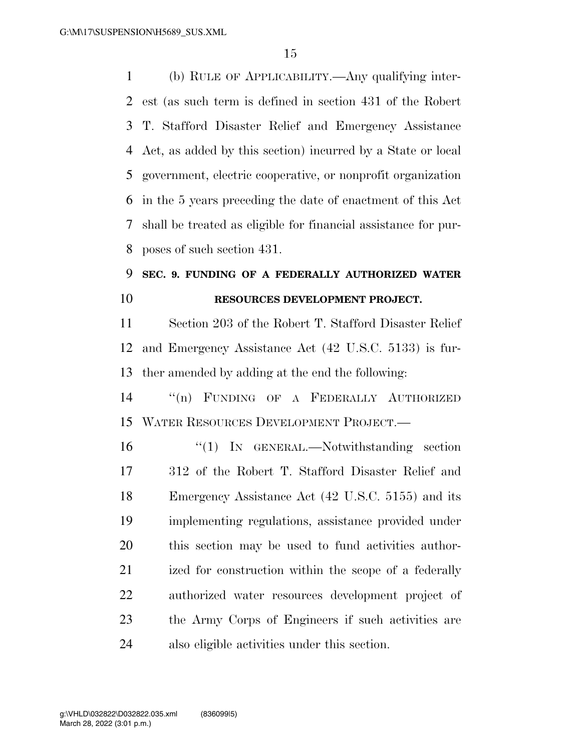(b) RULE OF APPLICABILITY.—Any qualifying interest (as such term is defined in section 431 of the Robert T. Stafford Disaster Relief and Emergency Assistance Act, as added by this section) incurred by a State or local government, electric cooperative, or nonprofit organization in the 5 years preceding the date of enactment of this Act shall be treated as eligible for financial assistance for purposes of such section 431.

### SEC. 9. FUNDING OF A FEDERALLY AUTHORIZED WATER RESOURCES DEVELOPMENT PROJECT.

Section 203 of the Robert T. Stafford Disaster Relief and Emergency Assistance Act (42 U.S.C. 5133) is further amended by adding at the end the following:

"(n) FUNDING OF A FEDERALLY AUTHORIZED WATER RESOURCES DEVELOPMENT PROJECT.—

"(1) IN GENERAL.—Notwithstanding section 312 of the Robert T. Stafford Disaster Relief and Emergency Assistance Act (42 U.S.C. 5155) and its implementing regulations, assistance provided under this section may be used to fund activities authorized for construction within the scope of a federally authorized water resources development project of the Army Corps of Engineers if such activities are also eligible activities under this section.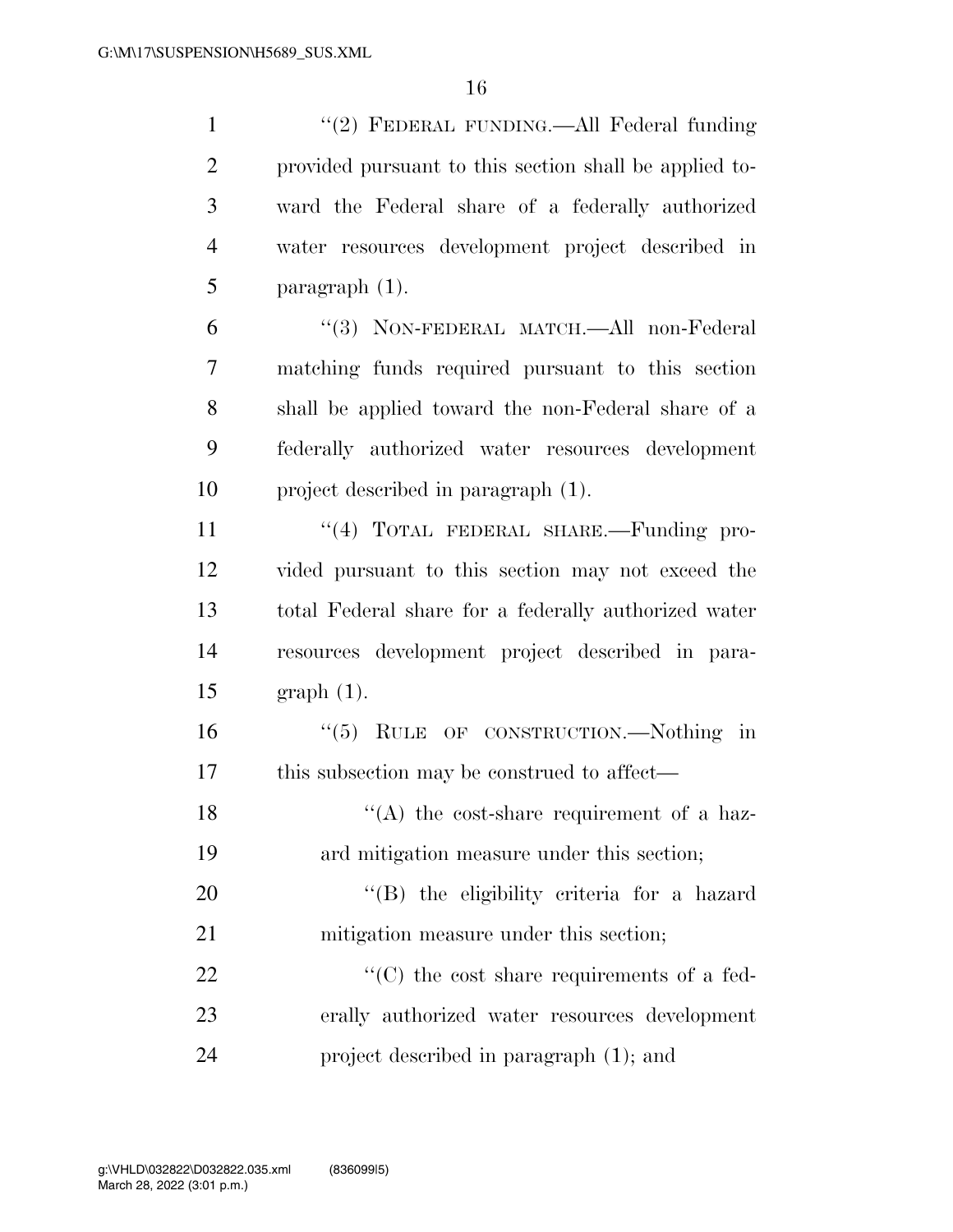''(2) FEDERAL FUNDING.—All Federal funding provided pursuant to this section shall be applied toward the Federal share of a federally authorized water resources development project described in paragraph (1).

''(3) NON-FEDERAL MATCH.—All non-Federal matching funds required pursuant to this section shall be applied toward the non-Federal share of a federally authorized water resources development project described in paragraph (1).

''(4) TOTAL FEDERAL SHARE.—Funding provided pursuant to this section may not exceed the total Federal share for a federally authorized water resources development project described in paragraph (1).

''(5) RULE OF CONSTRUCTION.—Nothing in this subsection may be construed to affect—

''(A) the cost-share requirement of a hazard mitigation measure under this section;

''(B) the eligibility criteria for a hazard mitigation measure under this section;

''(C) the cost share requirements of a federally authorized water resources development project described in paragraph (1); and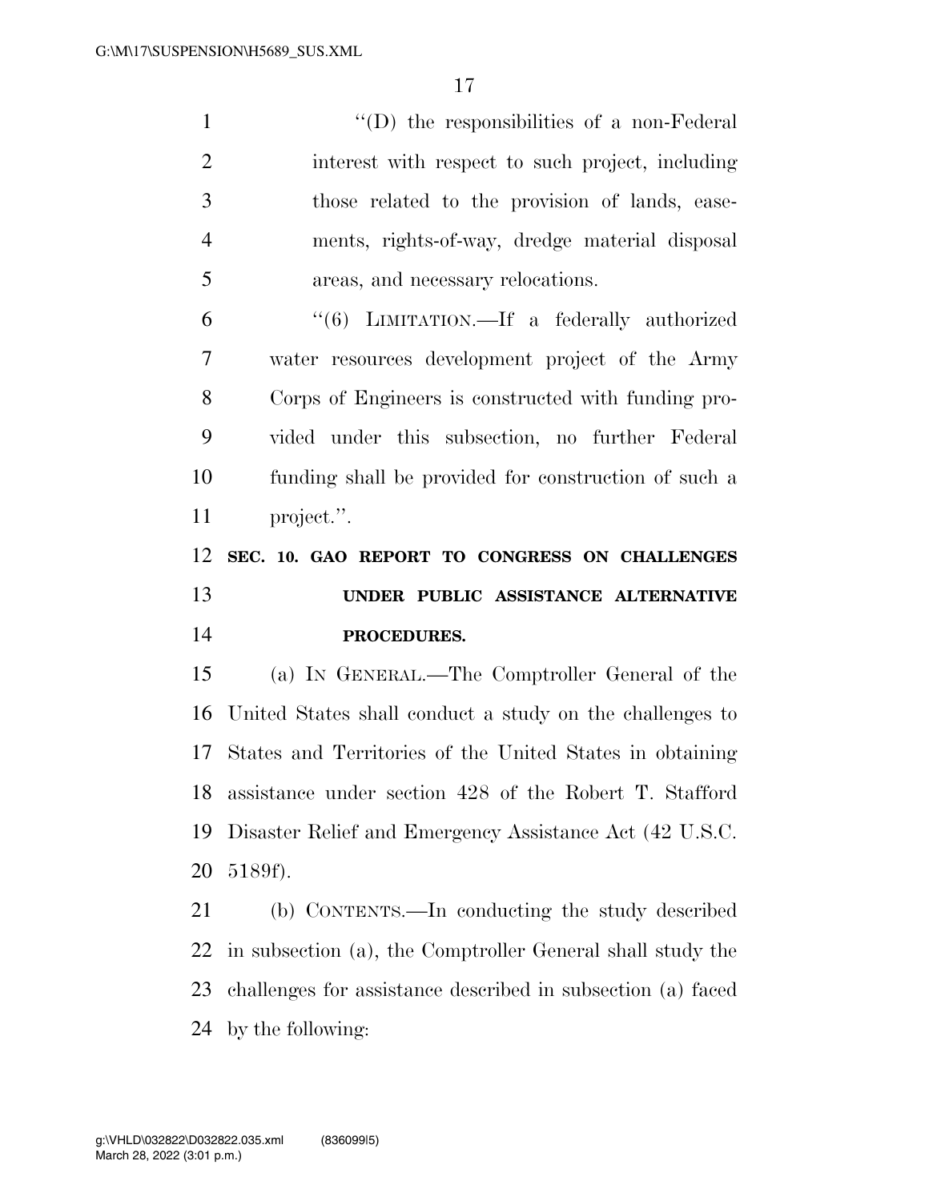''(D) the responsibilities of a non-Federal interest with respect to such project, including those related to the provision of lands, easements, rights-of-way, dredge material disposal areas, and necessary relocations.

''(6) LIMITATION.—If a federally authorized water resources development project of the Army Corps of Engineers is constructed with funding provided under this subsection, no further Federal funding shall be provided for construction of such a project.''.

**SEC. 10. GAO REPORT TO CONGRESS ON CHALLENGES UNDER PUBLIC ASSISTANCE ALTERNATIVE PROCEDURES.**

(a) IN GENERAL.—The Comptroller General of the United States shall conduct a study on the challenges to States and Territories of the United States in obtaining assistance under section 428 of the Robert T. Stafford Disaster Relief and Emergency Assistance Act (42 U.S.C. 5189f).

(b) CONTENTS.—In conducting the study described in subsection (a), the Comptroller General shall study the challenges for assistance described in subsection (a) faced by the following: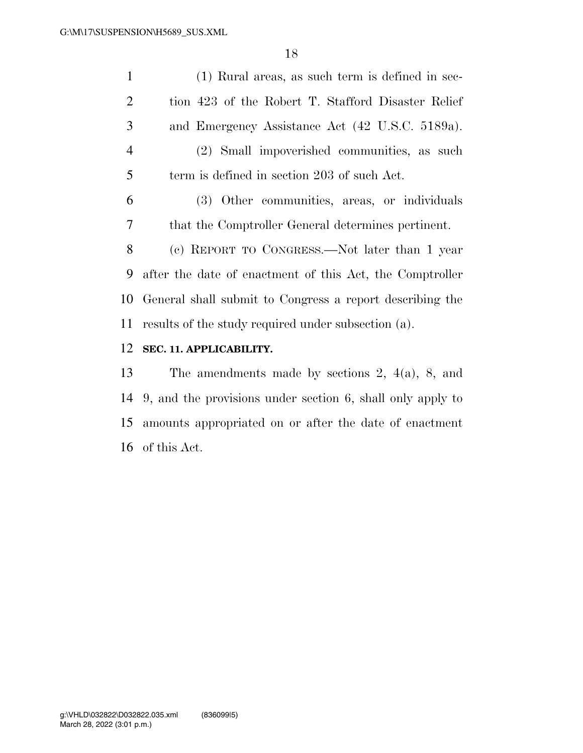(1) Rural areas, as such term is defined in section 423 of the Robert T. Stafford Disaster Relief and Emergency Assistance Act (42 U.S.C. 5189a).

(2) Small impoverished communities, as such term is defined in section 203 of such Act.

(3) Other communities, areas, or individuals that the Comptroller General determines pertinent.

(c) REPORT TO CONGRESS.—Not later than 1 year after the date of enactment of this Act, the Comptroller General shall submit to Congress a report describing the results of the study required under subsection (a).

**SEC. 11. APPLICABILITY.**

The amendments made by sections 2, 4(a), 8, and 9, and the provisions under section 6, shall only apply to amounts appropriated on or after the date of enactment of this Act.